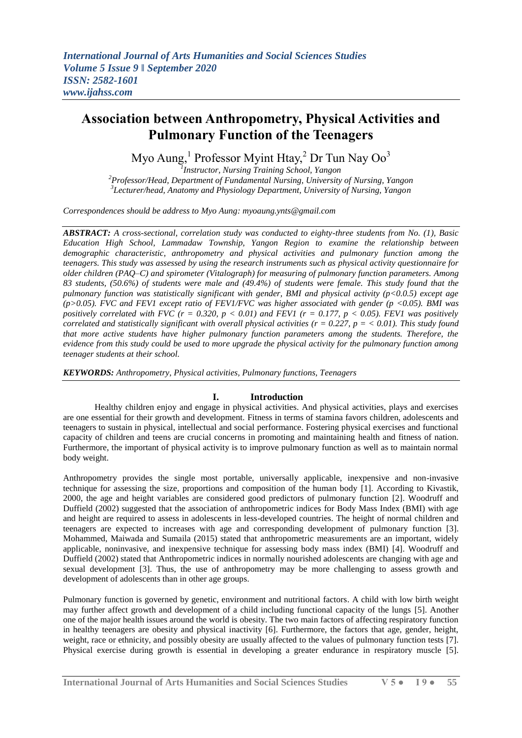# Association between Anthropometry, Physical Activities and Pulmonary Function of the Teenagers

Myo Aung,[1] Professor Myint Htay,[2] Dr Tun Nay Oo[3]

[1]Instructor, Nursing Training School, Yangon
[2]Professor/Head, Department of Fundamental Nursing, University of Nursing, Yangon
[3]Lecturer/head, Anatomy and Physiology Department, University of Nursing, Yangon

*Correspondences should be address to Myo Aung: myoaung.ynts@gmail.com*

***ABSTRACT:*** *A cross-sectional, correlation study was conducted to eighty-three students from No. (1), Basic Education High School, Lammadaw Township, Yangon Region to examine the relationship between demographic characteristic, anthropometry and physical activities and pulmonary function among the teenagers. This study was assessed by using the research instruments such as physical activity questionnaire for older children (PAQ–C) and spirometer (Vitalograph) for measuring of pulmonary function parameters. Among 83 students, (50.6%) of students were male and (49.4%) of students were female. This study found that the pulmonary function was statistically significant with gender, BMI and physical activity ($p<0.0.5$) except age ($p>0.05$). FVC and FEV1 except ratio of FEV1/FVC was higher associated with gender ($p <0.05$). BMI was positively correlated with FVC ($r = 0.320$, $p < 0.01$) and FEV1 ($r = 0.177$, $p < 0.05$). FEV1 was positively correlated and statistically significant with overall physical activities ($r = 0.227$, $p = < 0.01$). This study found that more active students have higher pulmonary function parameters among the students. Therefore, the evidence from this study could be used to more upgrade the physical activity for the pulmonary function among teenager students at their school.*

***KEYWORDS:*** *Anthropometry, Physical activities, Pulmonary functions, Teenagers*

## I. Introduction

Healthy children enjoy and engage in physical activities. And physical activities, plays and exercises are one essential for their growth and development. Fitness in terms of stamina favors children, adolescents and teenagers to sustain in physical, intellectual and social performance. Fostering physical exercises and functional capacity of children and teens are crucial concerns in promoting and maintaining health and fitness of nation. Furthermore, the important of physical activity is to improve pulmonary function as well as to maintain normal body weight.

Anthropometry provides the single most portable, universally applicable, inexpensive and non-invasive technique for assessing the size, proportions and composition of the human body [1]. According to Kivastik, 2000, the age and height variables are considered good predictors of pulmonary function [2]. Woodruff and Duffield (2002) suggested that the association of anthropometric indices for Body Mass Index (BMI) with age and height are required to assess in adolescents in less-developed countries. The height of normal children and teenagers are expected to increases with age and corresponding development of pulmonary function [3]. Mohammed, Maiwada and Sumaila (2015) stated that anthropometric measurements are an important, widely applicable, noninvasive, and inexpensive technique for assessing body mass index (BMI) [4]. Woodruff and Duffield (2002) stated that Anthropometric indices in normally nourished adolescents are changing with age and sexual development [3]. Thus, the use of anthropometry may be more challenging to assess growth and development of adolescents than in other age groups.

Pulmonary function is governed by genetic, environment and nutritional factors. A child with low birth weight may further affect growth and development of a child including functional capacity of the lungs [5]. Another one of the major health issues around the world is obesity. The two main factors of affecting respiratory function in healthy teenagers are obesity and physical inactivity [6]. Furthermore, the factors that age, gender, height, weight, race or ethnicity, and possibly obesity are usually affected to the values of pulmonary function tests [7]. Physical exercise during growth is essential in developing a greater endurance in respiratory muscle [5].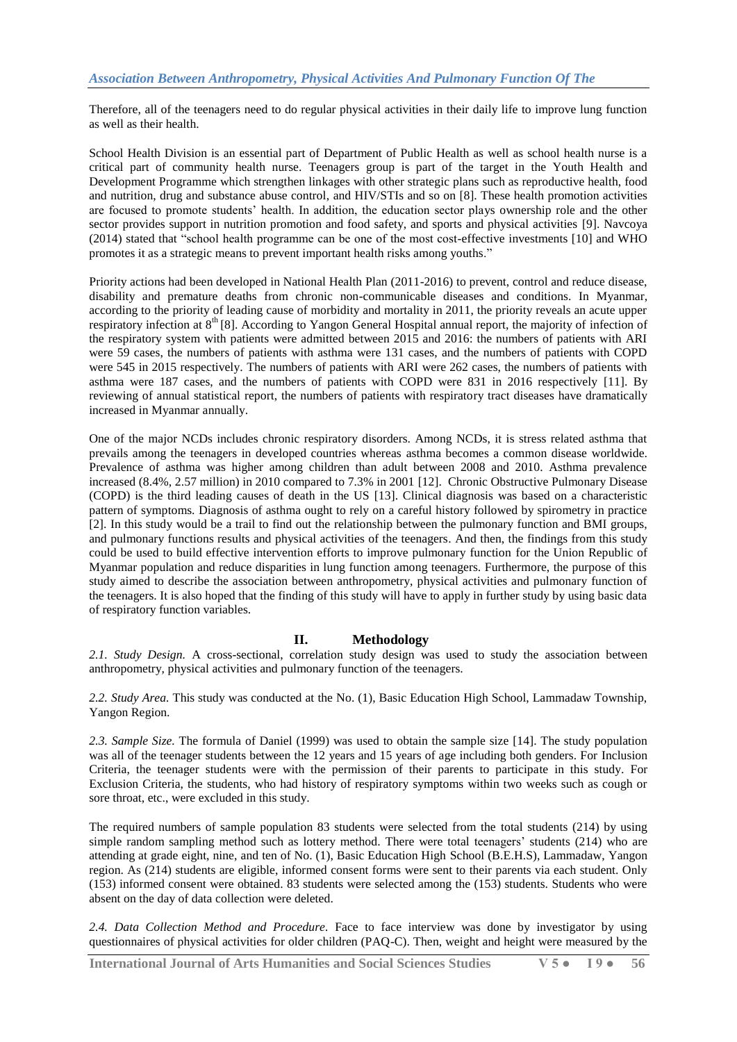Therefore, all of the teenagers need to do regular physical activities in their daily life to improve lung function as well as their health.

School Health Division is an essential part of Department of Public Health as well as school health nurse is a critical part of community health nurse. Teenagers group is part of the target in the Youth Health and Development Programme which strengthen linkages with other strategic plans such as reproductive health, food and nutrition, drug and substance abuse control, and HIV/STIs and so on [8]. These health promotion activities are focused to promote students' health. In addition, the education sector plays ownership role and the other sector provides support in nutrition promotion and food safety, and sports and physical activities [9]. Navcoya (2014) stated that "school health programme can be one of the most cost-effective investments [10] and WHO promotes it as a strategic means to prevent important health risks among youths."

Priority actions had been developed in National Health Plan (2011-2016) to prevent, control and reduce disease, disability and premature deaths from chronic non-communicable diseases and conditions. In Myanmar, according to the priority of leading cause of morbidity and mortality in 2011, the priority reveals an acute upper respiratory infection at 8th [8]. According to Yangon General Hospital annual report, the majority of infection of the respiratory system with patients were admitted between 2015 and 2016: the numbers of patients with ARI were 59 cases, the numbers of patients with asthma were 131 cases, and the numbers of patients with COPD were 545 in 2015 respectively. The numbers of patients with ARI were 262 cases, the numbers of patients with asthma were 187 cases, and the numbers of patients with COPD were 831 in 2016 respectively [11]. By reviewing of annual statistical report, the numbers of patients with respiratory tract diseases have dramatically increased in Myanmar annually.

One of the major NCDs includes chronic respiratory disorders. Among NCDs, it is stress related asthma that prevails among the teenagers in developed countries whereas asthma becomes a common disease worldwide. Prevalence of asthma was higher among children than adult between 2008 and 2010. Asthma prevalence increased (8.4%, 2.57 million) in 2010 compared to 7.3% in 2001 [12]. Chronic Obstructive Pulmonary Disease (COPD) is the third leading causes of death in the US [13]. Clinical diagnosis was based on a characteristic pattern of symptoms. Diagnosis of asthma ought to rely on a careful history followed by spirometry in practice [2]. In this study would be a trail to find out the relationship between the pulmonary function and BMI groups, and pulmonary functions results and physical activities of the teenagers. And then, the findings from this study could be used to build effective intervention efforts to improve pulmonary function for the Union Republic of Myanmar population and reduce disparities in lung function among teenagers. Furthermore, the purpose of this study aimed to describe the association between anthropometry, physical activities and pulmonary function of the teenagers. It is also hoped that the finding of this study will have to apply in further study by using basic data of respiratory function variables.

## II. Methodology

*2.1. Study Design.* A cross-sectional, correlation study design was used to study the association between anthropometry, physical activities and pulmonary function of the teenagers.

*2.2. Study Area.* This study was conducted at the No. (1), Basic Education High School, Lammadaw Township, Yangon Region.

*2.3. Sample Size.* The formula of Daniel (1999) was used to obtain the sample size [14]. The study population was all of the teenager students between the 12 years and 15 years of age including both genders. For Inclusion Criteria, the teenager students were with the permission of their parents to participate in this study. For Exclusion Criteria, the students, who had history of respiratory symptoms within two weeks such as cough or sore throat, etc., were excluded in this study.

The required numbers of sample population 83 students were selected from the total students (214) by using simple random sampling method such as lottery method. There were total teenagers' students (214) who are attending at grade eight, nine, and ten of No. (1), Basic Education High School (B.E.H.S), Lammadaw, Yangon region. As (214) students are eligible, informed consent forms were sent to their parents via each student. Only (153) informed consent were obtained. 83 students were selected among the (153) students. Students who were absent on the day of data collection were deleted.

*2.4. Data Collection Method and Procedure.* Face to face interview was done by investigator by using questionnaires of physical activities for older children (PAQ-C). Then, weight and height were measured by the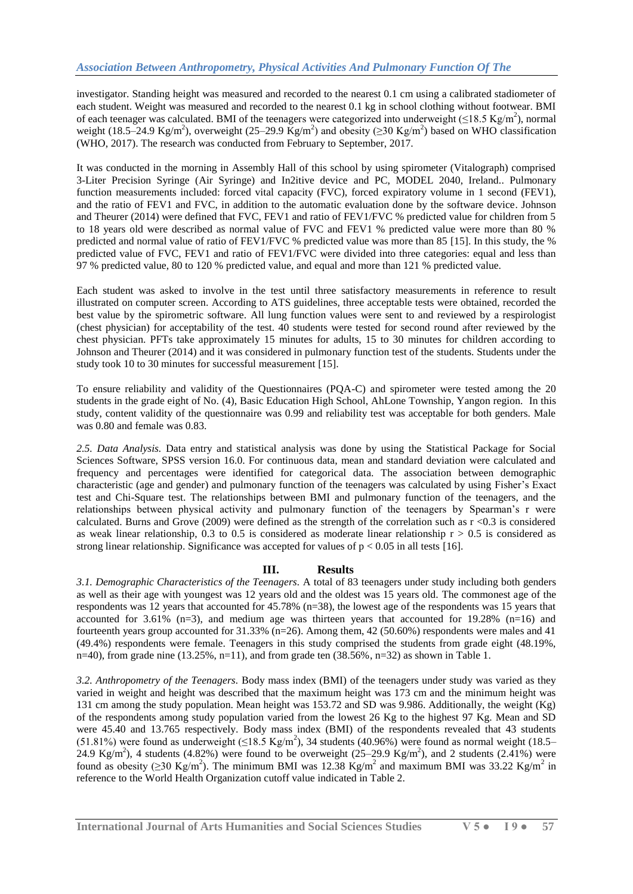investigator. Standing height was measured and recorded to the nearest 0.1 cm using a calibrated stadiometer of each student. Weight was measured and recorded to the nearest 0.1 kg in school clothing without footwear. BMI of each teenager was calculated. BMI of the teenagers were categorized into underweight ($\leq$18.5 Kg/m$^2$), normal weight (18.5–24.9 Kg/m$^2$), overweight (25–29.9 Kg/m$^2$) and obesity ($\geq$30 Kg/m$^2$) based on WHO classification (WHO, 2017). The research was conducted from February to September, 2017.

It was conducted in the morning in Assembly Hall of this school by using spirometer (Vitalograph) comprised 3-Liter Precision Syringe (Air Syringe) and In2itive device and PC, MODEL 2040, Ireland.. Pulmonary function measurements included: forced vital capacity (FVC), forced expiratory volume in 1 second (FEV1), and the ratio of FEV1 and FVC, in addition to the automatic evaluation done by the software device. Johnson and Theurer (2014) were defined that FVC, FEV1 and ratio of FEV1/FVC % predicted value for children from 5 to 18 years old were described as normal value of FVC and FEV1 % predicted value were more than 80 % predicted and normal value of ratio of FEV1/FVC % predicted value was more than 85 [15]. In this study, the % predicted value of FVC, FEV1 and ratio of FEV1/FVC were divided into three categories: equal and less than 97 % predicted value, 80 to 120 % predicted value, and equal and more than 121 % predicted value.

Each student was asked to involve in the test until three satisfactory measurements in reference to result illustrated on computer screen. According to ATS guidelines, three acceptable tests were obtained, recorded the best value by the spirometric software. All lung function values were sent to and reviewed by a respirologist (chest physician) for acceptability of the test. 40 students were tested for second round after reviewed by the chest physician. PFTs take approximately 15 minutes for adults, 15 to 30 minutes for children according to Johnson and Theurer (2014) and it was considered in pulmonary function test of the students. Students under the study took 10 to 30 minutes for successful measurement [15].

To ensure reliability and validity of the Questionnaires (PQA-C) and spirometer were tested among the 20 students in the grade eight of No. (4), Basic Education High School, AhLone Township, Yangon region. In this study, content validity of the questionnaire was 0.99 and reliability test was acceptable for both genders. Male was 0.80 and female was 0.83.

*2.5. Data Analysis.* Data entry and statistical analysis was done by using the Statistical Package for Social Sciences Software, SPSS version 16.0. For continuous data, mean and standard deviation were calculated and frequency and percentages were identified for categorical data. The association between demographic characteristic (age and gender) and pulmonary function of the teenagers was calculated by using Fisher's Exact test and Chi-Square test. The relationships between BMI and pulmonary function of the teenagers, and the relationships between physical activity and pulmonary function of the teenagers by Spearman's r were calculated. Burns and Grove (2009) were defined as the strength of the correlation such as $r < 0.3$ is considered as weak linear relationship, 0.3 to 0.5 is considered as moderate linear relationship $r > 0.5$ is considered as strong linear relationship. Significance was accepted for values of $p < 0.05$ in all tests [16].

## III. Results

*3.1. Demographic Characteristics of the Teenagers.* A total of 83 teenagers under study including both genders as well as their age with youngest was 12 years old and the oldest was 15 years old. The commonest age of the respondents was 12 years that accounted for 45.78% (n=38), the lowest age of the respondents was 15 years that accounted for 3.61% (n=3), and medium age was thirteen years that accounted for 19.28% (n=16) and fourteenth years group accounted for 31.33% (n=26). Among them, 42 (50.60%) respondents were males and 41 (49.4%) respondents were female. Teenagers in this study comprised the students from grade eight (48.19%, n=40), from grade nine (13.25%, n=11), and from grade ten (38.56%, n=32) as shown in Table 1.

*3.2. Anthropometry of the Teenagers.* Body mass index (BMI) of the teenagers under study was varied as they varied in weight and height was described that the maximum height was 173 cm and the minimum height was 131 cm among the study population. Mean height was 153.72 and SD was 9.986. Additionally, the weight (Kg) of the respondents among study population varied from the lowest 26 Kg to the highest 97 Kg. Mean and SD were 45.40 and 13.765 respectively. Body mass index (BMI) of the respondents revealed that 43 students (51.81%) were found as underweight ($\leq$18.5 Kg/m$^2$), 34 students (40.96%) were found as normal weight (18.5–24.9 Kg/m$^2$), 4 students (4.82%) were found to be overweight (25–29.9 Kg/m$^2$), and 2 students (2.41%) were found as obesity ($\geq$30 Kg/m$^2$). The minimum BMI was 12.38 Kg/m$^2$ and maximum BMI was 33.22 Kg/m$^2$ in reference to the World Health Organization cutoff value indicated in Table 2.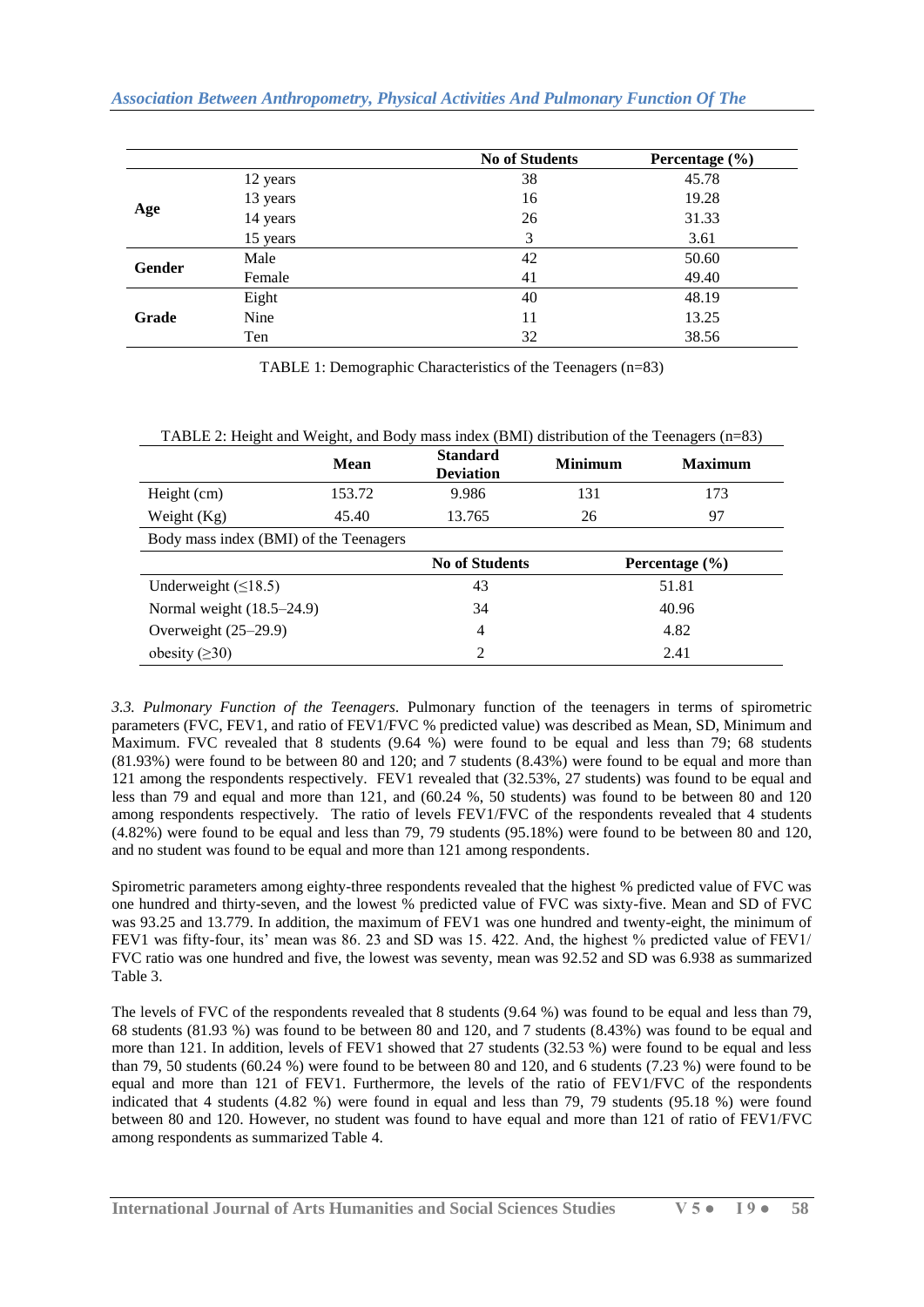| | | No of Students | Percentage (%) |
|---|---|---|---|
| **Age** | 12 years | 38 | 45.78 |
| | 13 years | 16 | 19.28 |
| | 14 years | 26 | 31.33 |
| | 15 years | 3 | 3.61 |
| **Gender** | Male | 42 | 50.60 |
| | Female | 41 | 49.40 |
| **Grade** | Eight | 40 | 48.19 |
| | Nine | 11 | 13.25 |
| | Ten | 32 | 38.56 |

TABLE 1: Demographic Characteristics of the Teenagers (n=83)

TABLE 2: Height and Weight, and Body mass index (BMI) distribution of the Teenagers (n=83)

| | Mean | Standard Deviation | Minimum | Maximum |
|---|---|---|---|---|
| Height (cm) | 153.72 | 9.986 | 131 | 173 |
| Weight (Kg) | 45.40 | 13.765 | 26 | 97 |
| Body mass index (BMI) of the Teenagers | | | | |
| | No of Students | | Percentage (%) | |
| Underweight (≤18.5) | 43 | | 51.81 | |
| Normal weight (18.5–24.9) | 34 | | 40.96 | |
| Overweight (25–29.9) | 4 | | 4.82 | |
| obesity (≥30) | 2 | | 2.41 | |

*3.3. Pulmonary Function of the Teenagers*. Pulmonary function of the teenagers in terms of spirometric parameters (FVC, FEV1, and ratio of FEV1/FVC % predicted value) was described as Mean, SD, Minimum and Maximum. FVC revealed that 8 students (9.64 %) were found to be equal and less than 79; 68 students (81.93%) were found to be between 80 and 120; and 7 students (8.43%) were found to be equal and more than 121 among the respondents respectively. FEV1 revealed that (32.53%, 27 students) was found to be equal and less than 79 and equal and more than 121, and (60.24 %, 50 students) was found to be between 80 and 120 among respondents respectively. The ratio of levels FEV1/FVC of the respondents revealed that 4 students (4.82%) were found to be equal and less than 79, 79 students (95.18%) were found to be between 80 and 120, and no student was found to be equal and more than 121 among respondents.

Spirometric parameters among eighty-three respondents revealed that the highest % predicted value of FVC was one hundred and thirty-seven, and the lowest % predicted value of FVC was sixty-five. Mean and SD of FVC was 93.25 and 13.779. In addition, the maximum of FEV1 was one hundred and twenty-eight, the minimum of FEV1 was fifty-four, its' mean was 86. 23 and SD was 15. 422. And, the highest % predicted value of FEV1/ FVC ratio was one hundred and five, the lowest was seventy, mean was 92.52 and SD was 6.938 as summarized Table 3.

The levels of FVC of the respondents revealed that 8 students (9.64 %) was found to be equal and less than 79, 68 students (81.93 %) was found to be between 80 and 120, and 7 students (8.43%) was found to be equal and more than 121. In addition, levels of FEV1 showed that 27 students (32.53 %) were found to be equal and less than 79, 50 students (60.24 %) were found to be between 80 and 120, and 6 students (7.23 %) were found to be equal and more than 121 of FEV1. Furthermore, the levels of the ratio of FEV1/FVC of the respondents indicated that 4 students (4.82 %) were found in equal and less than 79, 79 students (95.18 %) were found between 80 and 120. However, no student was found to have equal and more than 121 of ratio of FEV1/FVC among respondents as summarized Table 4.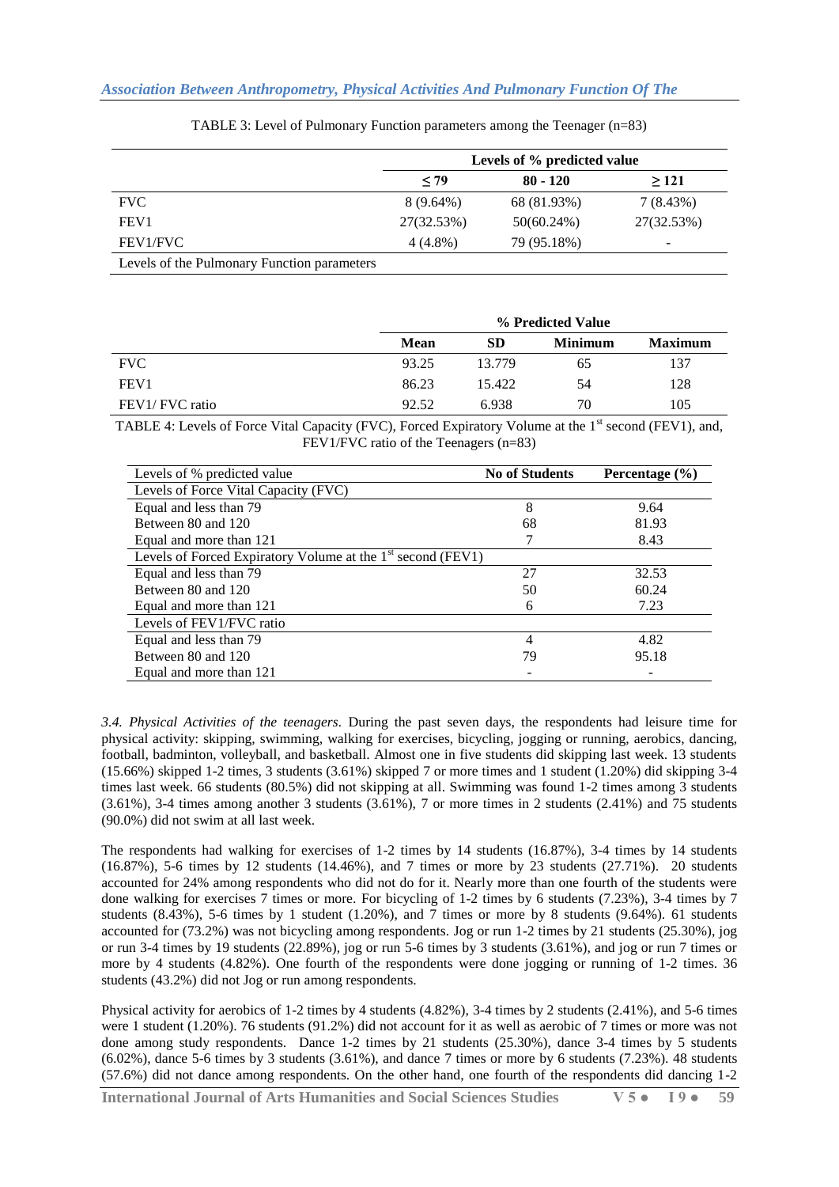TABLE 3: Level of Pulmonary Function parameters among the Teenager (n=83)

| | Levels of % predicted value | | |
|---|---|---|---|
| | ≤ 79 | 80 - 120 | ≥ 121 |
| FVC | 8 (9.64%) | 68 (81.93%) | 7 (8.43%) |
| FEV1 | 27(32.53%) | 50(60.24%) | 27(32.53%) |
| FEV1/FVC | 4 (4.8%) | 79 (95.18%) | - |

Levels of the Pulmonary Function parameters

| | % Predicted Value | | | |
|---|---|---|---|---|
| | Mean | SD | Minimum | Maximum |
| FVC | 93.25 | 13.779 | 65 | 137 |
| FEV1 | 86.23 | 15.422 | 54 | 128 |
| FEV1/ FVC ratio | 92.52 | 6.938 | 70 | 105 |

TABLE 4: Levels of Force Vital Capacity (FVC), Forced Expiratory Volume at the 1st second (FEV1), and, FEV1/FVC ratio of the Teenagers (n=83)

| Levels of % predicted value | No of Students | Percentage (%) |
|---|---|---|
| Levels of Force Vital Capacity (FVC) | | |
| Equal and less than 79 | 8 | 9.64 |
| Between 80 and 120 | 68 | 81.93 |
| Equal and more than 121 | 7 | 8.43 |
| Levels of Forced Expiratory Volume at the 1st second (FEV1) | | |
| Equal and less than 79 | 27 | 32.53 |
| Between 80 and 120 | 50 | 60.24 |
| Equal and more than 121 | 6 | 7.23 |
| Levels of FEV1/FVC ratio | | |
| Equal and less than 79 | 4 | 4.82 |
| Between 80 and 120 | 79 | 95.18 |
| Equal and more than 121 | - | - |

*3.4. Physical Activities of the teenagers*. During the past seven days, the respondents had leisure time for physical activity: skipping, swimming, walking for exercises, bicycling, jogging or running, aerobics, dancing, football, badminton, volleyball, and basketball. Almost one in five students did skipping last week. 13 students (15.66%) skipped 1-2 times, 3 students (3.61%) skipped 7 or more times and 1 student (1.20%) did skipping 3-4 times last week. 66 students (80.5%) did not skipping at all. Swimming was found 1-2 times among 3 students (3.61%), 3-4 times among another 3 students (3.61%), 7 or more times in 2 students (2.41%) and 75 students (90.0%) did not swim at all last week.

The respondents had walking for exercises of 1-2 times by 14 students (16.87%), 3-4 times by 14 students (16.87%), 5-6 times by 12 students (14.46%), and 7 times or more by 23 students (27.71%). 20 students accounted for 24% among respondents who did not do for it. Nearly more than one fourth of the students were done walking for exercises 7 times or more. For bicycling of 1-2 times by 6 students (7.23%), 3-4 times by 7 students (8.43%), 5-6 times by 1 student (1.20%), and 7 times or more by 8 students (9.64%). 61 students accounted for (73.2%) was not bicycling among respondents. Jog or run 1-2 times by 21 students (25.30%), jog or run 3-4 times by 19 students (22.89%), jog or run 5-6 times by 3 students (3.61%), and jog or run 7 times or more by 4 students (4.82%). One fourth of the respondents were done jogging or running of 1-2 times. 36 students (43.2%) did not Jog or run among respondents.

Physical activity for aerobics of 1-2 times by 4 students (4.82%), 3-4 times by 2 students (2.41%), and 5-6 times were 1 student (1.20%). 76 students (91.2%) did not account for it as well as aerobic of 7 times or more was not done among study respondents. Dance 1-2 times by 21 students (25.30%), dance 3-4 times by 5 students (6.02%), dance 5-6 times by 3 students (3.61%), and dance 7 times or more by 6 students (7.23%). 48 students (57.6%) did not dance among respondents. On the other hand, one fourth of the respondents did dancing 1-2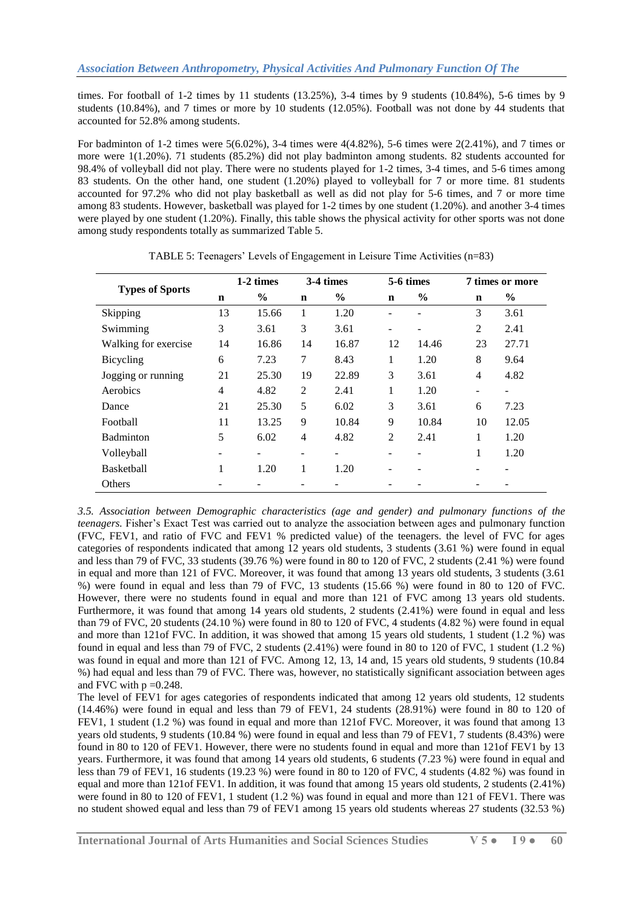times. For football of 1-2 times by 11 students (13.25%), 3-4 times by 9 students (10.84%), 5-6 times by 9 students (10.84%), and 7 times or more by 10 students (12.05%). Football was not done by 44 students that accounted for 52.8% among students.

For badminton of 1-2 times were 5(6.02%), 3-4 times were 4(4.82%), 5-6 times were 2(2.41%), and 7 times or more were 1(1.20%). 71 students (85.2%) did not play badminton among students. 82 students accounted for 98.4% of volleyball did not play. There were no students played for 1-2 times, 3-4 times, and 5-6 times among 83 students. On the other hand, one student (1.20%) played to volleyball for 7 or more time. 81 students accounted for 97.2% who did not play basketball as well as did not play for 5-6 times, and 7 or more time among 83 students. However, basketball was played for 1-2 times by one student (1.20%). and another 3-4 times were played by one student (1.20%). Finally, this table shows the physical activity for other sports was not done among study respondents totally as summarized Table 5.

TABLE 5: Teenagers' Levels of Engagement in Leisure Time Activities (n=83)

| Types of Sports | 1-2 times | | 3-4 times | | 5-6 times | | 7 times or more | |
|---|---|---|---|---|---|---|---|---|
| | n | % | n | % | n | % | n | % |
| Skipping | 13 | 15.66 | 1 | 1.20 | - | - | 3 | 3.61 |
| Swimming | 3 | 3.61 | 3 | 3.61 | - | - | 2 | 2.41 |
| Walking for exercise | 14 | 16.86 | 14 | 16.87 | 12 | 14.46 | 23 | 27.71 |
| Bicycling | 6 | 7.23 | 7 | 8.43 | 1 | 1.20 | 8 | 9.64 |
| Jogging or running | 21 | 25.30 | 19 | 22.89 | 3 | 3.61 | 4 | 4.82 |
| Aerobics | 4 | 4.82 | 2 | 2.41 | 1 | 1.20 | - | - |
| Dance | 21 | 25.30 | 5 | 6.02 | 3 | 3.61 | 6 | 7.23 |
| Football | 11 | 13.25 | 9 | 10.84 | 9 | 10.84 | 10 | 12.05 |
| Badminton | 5 | 6.02 | 4 | 4.82 | 2 | 2.41 | 1 | 1.20 |
| Volleyball | - | - | - | - | - | - | 1 | 1.20 |
| Basketball | 1 | 1.20 | 1 | 1.20 | - | - | - | - |
| Others | - | - | - | - | - | - | - | - |

*3.5. Association between Demographic characteristics (age and gender) and pulmonary functions of the teenagers.* Fisher's Exact Test was carried out to analyze the association between ages and pulmonary function (FVC, FEV1, and ratio of FVC and FEV1 % predicted value) of the teenagers. the level of FVC for ages categories of respondents indicated that among 12 years old students, 3 students (3.61 %) were found in equal and less than 79 of FVC, 33 students (39.76 %) were found in 80 to 120 of FVC, 2 students (2.41 %) were found in equal and more than 121 of FVC. Moreover, it was found that among 13 years old students, 3 students (3.61 %) were found in equal and less than 79 of FVC, 13 students (15.66 %) were found in 80 to 120 of FVC. However, there were no students found in equal and more than 121 of FVC among 13 years old students. Furthermore, it was found that among 14 years old students, 2 students (2.41%) were found in equal and less than 79 of FVC, 20 students (24.10 %) were found in 80 to 120 of FVC, 4 students (4.82 %) were found in equal and more than 121of FVC. In addition, it was showed that among 15 years old students, 1 student (1.2 %) was found in equal and less than 79 of FVC, 2 students (2.41%) were found in 80 to 120 of FVC, 1 student (1.2 %) was found in equal and more than 121 of FVC. Among 12, 13, 14 and, 15 years old students, 9 students (10.84 %) had equal and less than 79 of FVC. There was, however, no statistically significant association between ages and FVC with p =0.248.

The level of FEV1 for ages categories of respondents indicated that among 12 years old students, 12 students (14.46%) were found in equal and less than 79 of FEV1, 24 students (28.91%) were found in 80 to 120 of FEV1, 1 student (1.2 %) was found in equal and more than 121of FVC. Moreover, it was found that among 13 years old students, 9 students (10.84 %) were found in equal and less than 79 of FEV1, 7 students (8.43%) were found in 80 to 120 of FEV1. However, there were no students found in equal and more than 121of FEV1 by 13 years. Furthermore, it was found that among 14 years old students, 6 students (7.23 %) were found in equal and less than 79 of FEV1, 16 students (19.23 %) were found in 80 to 120 of FVC, 4 students (4.82 %) was found in equal and more than 121of FEV1. In addition, it was found that among 15 years old students, 2 students (2.41%) were found in 80 to 120 of FEV1, 1 student (1.2 %) was found in equal and more than 121 of FEV1. There was no student showed equal and less than 79 of FEV1 among 15 years old students whereas 27 students (32.53 %)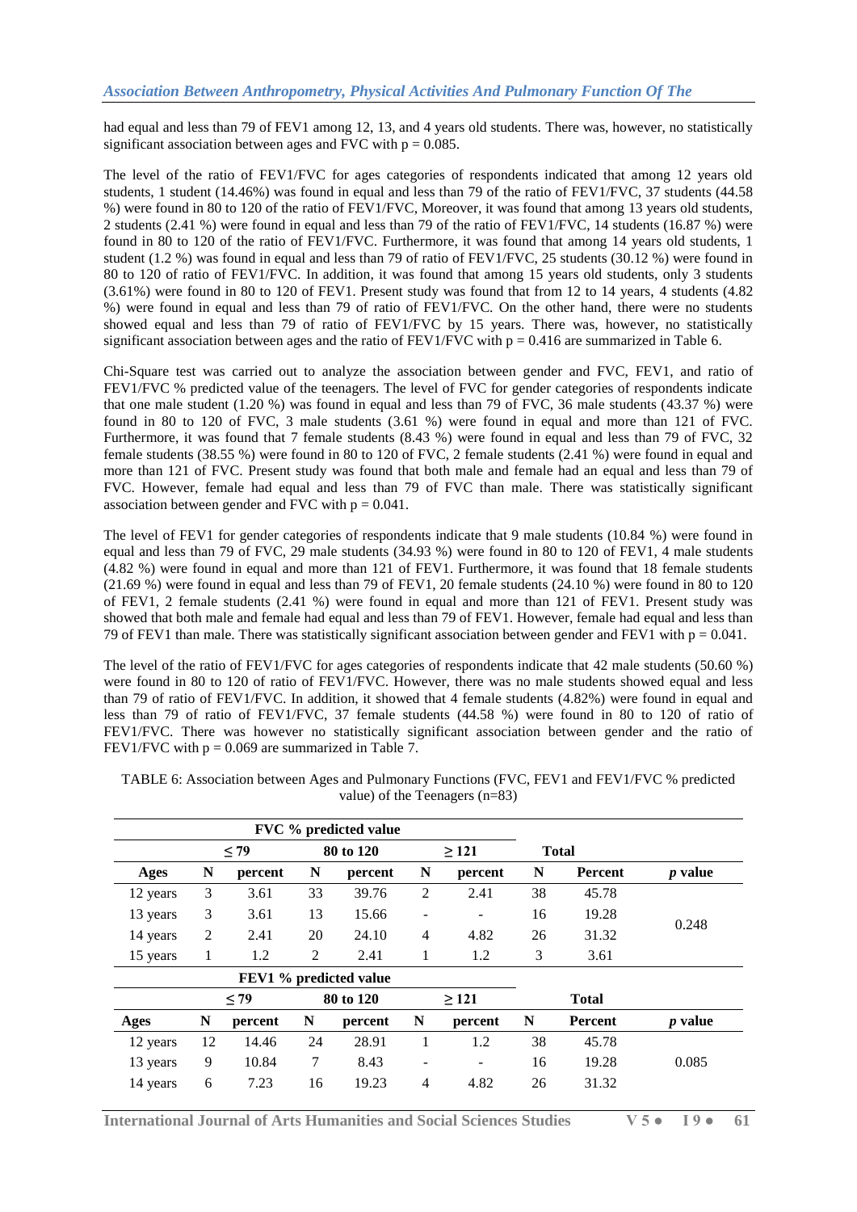had equal and less than 79 of FEV1 among 12, 13, and 4 years old students. There was, however, no statistically significant association between ages and FVC with p = 0.085.

The level of the ratio of FEV1/FVC for ages categories of respondents indicated that among 12 years old students, 1 student (14.46%) was found in equal and less than 79 of the ratio of FEV1/FVC, 37 students (44.58 %) were found in 80 to 120 of the ratio of FEV1/FVC, Moreover, it was found that among 13 years old students, 2 students (2.41 %) were found in equal and less than 79 of the ratio of FEV1/FVC, 14 students (16.87 %) were found in 80 to 120 of the ratio of FEV1/FVC. Furthermore, it was found that among 14 years old students, 1 student (1.2 %) was found in equal and less than 79 of ratio of FEV1/FVC, 25 students (30.12 %) were found in 80 to 120 of ratio of FEV1/FVC. In addition, it was found that among 15 years old students, only 3 students (3.61%) were found in 80 to 120 of FEV1. Present study was found that from 12 to 14 years, 4 students (4.82 %) were found in equal and less than 79 of ratio of FEV1/FVC. On the other hand, there were no students showed equal and less than 79 of ratio of FEV1/FVC by 15 years. There was, however, no statistically significant association between ages and the ratio of FEV1/FVC with p = 0.416 are summarized in Table 6.

Chi-Square test was carried out to analyze the association between gender and FVC, FEV1, and ratio of FEV1/FVC % predicted value of the teenagers. The level of FVC for gender categories of respondents indicate that one male student (1.20 %) was found in equal and less than 79 of FVC, 36 male students (43.37 %) were found in 80 to 120 of FVC, 3 male students (3.61 %) were found in equal and more than 121 of FVC. Furthermore, it was found that 7 female students (8.43 %) were found in equal and less than 79 of FVC, 32 female students (38.55 %) were found in 80 to 120 of FVC, 2 female students (2.41 %) were found in equal and more than 121 of FVC. Present study was found that both male and female had an equal and less than 79 of FVC. However, female had equal and less than 79 of FVC than male. There was statistically significant association between gender and FVC with p = 0.041.

The level of FEV1 for gender categories of respondents indicate that 9 male students (10.84 %) were found in equal and less than 79 of FVC, 29 male students (34.93 %) were found in 80 to 120 of FEV1, 4 male students (4.82 %) were found in equal and more than 121 of FEV1. Furthermore, it was found that 18 female students (21.69 %) were found in equal and less than 79 of FEV1, 20 female students (24.10 %) were found in 80 to 120 of FEV1, 2 female students (2.41 %) were found in equal and more than 121 of FEV1. Present study was showed that both male and female had equal and less than 79 of FEV1. However, female had equal and less than 79 of FEV1 than male. There was statistically significant association between gender and FEV1 with p = 0.041.

The level of the ratio of FEV1/FVC for ages categories of respondents indicate that 42 male students (50.60 %) were found in 80 to 120 of ratio of FEV1/FVC. However, there was no male students showed equal and less than 79 of ratio of FEV1/FVC. In addition, it showed that 4 female students (4.82%) were found in equal and less than 79 of ratio of FEV1/FVC, 37 female students (44.58 %) were found in 80 to 120 of ratio of FEV1/FVC. There was however no statistically significant association between gender and the ratio of FEV1/FVC with p = 0.069 are summarized in Table 7.

TABLE 6: Association between Ages and Pulmonary Functions (FVC, FEV1 and FEV1/FVC % predicted value) of the Teenagers (n=83)

| | FVC % predicted value | | | | | | | | |
|---|---|---|---|---|---|---|---|---|---|
| | ≤ 79 | | 80 to 120 | | ≥ 121 | | Total | | |
| **Ages** | **N** | **percent** | **N** | **percent** | **N** | **percent** | **N** | **Percent** | ***p* value** |
| 12 years | 3 | 3.61 | 33 | 39.76 | 2 | 2.41 | 38 | 45.78 | 0.248 |
| 13 years | 3 | 3.61 | 13 | 15.66 | - | - | 16 | 19.28 | |
| 14 years | 2 | 2.41 | 20 | 24.10 | 4 | 4.82 | 26 | 31.32 | |
| 15 years | 1 | 1.2 | 2 | 2.41 | 1 | 1.2 | 3 | 3.61 | |
| | **FEV1 % predicted value** | | | | | | | | |
| | ≤ 79 | | 80 to 120 | | ≥ 121 | | Total | | |
| **Ages** | **N** | **percent** | **N** | **percent** | **N** | **percent** | **N** | **Percent** | ***p* value** |
| 12 years | 12 | 14.46 | 24 | 28.91 | 1 | 1.2 | 38 | 45.78 | 0.085 |
| 13 years | 9 | 10.84 | 7 | 8.43 | - | - | 16 | 19.28 | |
| 14 years | 6 | 7.23 | 16 | 19.23 | 4 | 4.82 | 26 | 31.32 | |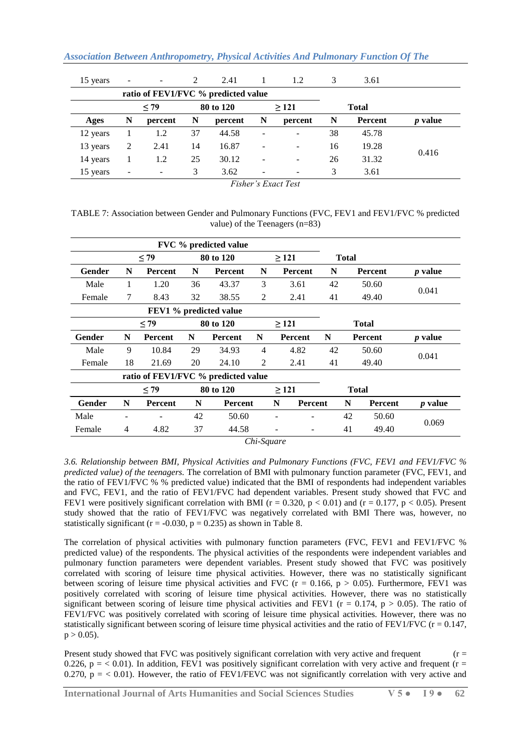| | | | | | | | | | |
|---|---|---|---|---|---|---|---|---|---|
| 15 years | - | - | 2 | 2.41 | 1 | 1.2 | 3 | 3.61 | |
| | ratio of FEV1/FVC % predicted value | | | | | | | | |
| | ≤ 79 | | 80 to 120 | | ≥ 121 | | Total | | |
| **Ages** | **N** | **percent** | **N** | **percent** | **N** | **percent** | **N** | **Percent** | ***p* value** |
| 12 years | 1 | 1.2 | 37 | 44.58 | - | - | 38 | 45.78 | 0.416 |
| 13 years | 2 | 2.41 | 14 | 16.87 | - | - | 16 | 19.28 | |
| 14 years | 1 | 1.2 | 25 | 30.12 | - | - | 26 | 31.32 | |
| 15 years | - | - | 3 | 3.62 | - | - | 3 | 3.61 | |

*Fisher's Exact Test*

TABLE 7: Association between Gender and Pulmonary Functions (FVC, FEV1 and FEV1/FVC % predicted value) of the Teenagers (n=83)

| | FVC % predicted value | | | | | | | | |
|---|---|---|---|---|---|---|---|---|---|
| | ≤ 79 | | 80 to 120 | | ≥ 121 | | Total | | |
| **Gender** | **N** | **Percent** | **N** | **Percent** | **N** | **Percent** | **N** | **Percent** | ***p* value** |
| Male | 1 | 1.20 | 36 | 43.37 | 3 | 3.61 | 42 | 50.60 | 0.041 |
| Female | 7 | 8.43 | 32 | 38.55 | 2 | 2.41 | 41 | 49.40 | |
| | **FEV1 % predicted value** | | | | | | | | |
| | **≤ 79** | | **80 to 120** | | **≥ 121** | | **Total** | | |
| **Gender** | **N** | **Percent** | **N** | **Percent** | **N** | **Percent** | **N** | **Percent** | ***p* value** |
| Male | 9 | 10.84 | 29 | 34.93 | 4 | 4.82 | 42 | 50.60 | 0.041 |
| Female | 18 | 21.69 | 20 | 24.10 | 2 | 2.41 | 41 | 49.40 | |
| | **ratio of FEV1/FVC % predicted value** | | | | | | | | |
| | **≤ 79** | | **80 to 120** | | **≥ 121** | | **Total** | | |
| **Gender** | **N** | **Percent** | **N** | **Percent** | **N** | **Percent** | **N** | **Percent** | ***p* value** |
| Male | - | - | 42 | 50.60 | - | - | 42 | 50.60 | 0.069 |
| Female | 4 | 4.82 | 37 | 44.58 | - | - | 41 | 49.40 | |

*Chi-Square*

*3.6. Relationship between BMI, Physical Activities and Pulmonary Functions (FVC, FEV1 and FEV1/FVC % predicted value) of the teenagers.* The correlation of BMI with pulmonary function parameter (FVC, FEV1, and the ratio of FEV1/FVC % % predicted value) indicated that the BMI of respondents had independent variables and FVC, FEV1, and the ratio of FEV1/FVC had dependent variables. Present study showed that FVC and FEV1 were positively significant correlation with BMI ($r = 0.320$, $p < 0.01$) and ($r = 0.177$, $p < 0.05$). Present study showed that the ratio of FEV1/FVC was negatively correlated with BMI There was, however, no statistically significant ($r = -0.030$, $p = 0.235$) as shown in Table 8.

The correlation of physical activities with pulmonary function parameters (FVC, FEV1 and FEV1/FVC % predicted value) of the respondents. The physical activities of the respondents were independent variables and pulmonary function parameters were dependent variables. Present study showed that FVC was positively correlated with scoring of leisure time physical activities. However, there was no statistically significant between scoring of leisure time physical activities and FVC ($r = 0.166$, $p > 0.05$). Furthermore, FEV1 was positively correlated with scoring of leisure time physical activities. However, there was no statistically significant between scoring of leisure time physical activities and FEV1 ($r = 0.174$, $p > 0.05$). The ratio of FEV1/FVC was positively correlated with scoring of leisure time physical activities. However, there was no statistically significant between scoring of leisure time physical activities and the ratio of FEV1/FVC ($r = 0.147$, $p > 0.05$).

Present study showed that FVC was positively significant correlation with very active and frequent ($r = 0.226$, $p = < 0.01$). In addition, FEV1 was positively significant correlation with very active and frequent ($r = 0.270$, $p = < 0.01$). However, the ratio of FEV1/FEVC was not significantly correlation with very active and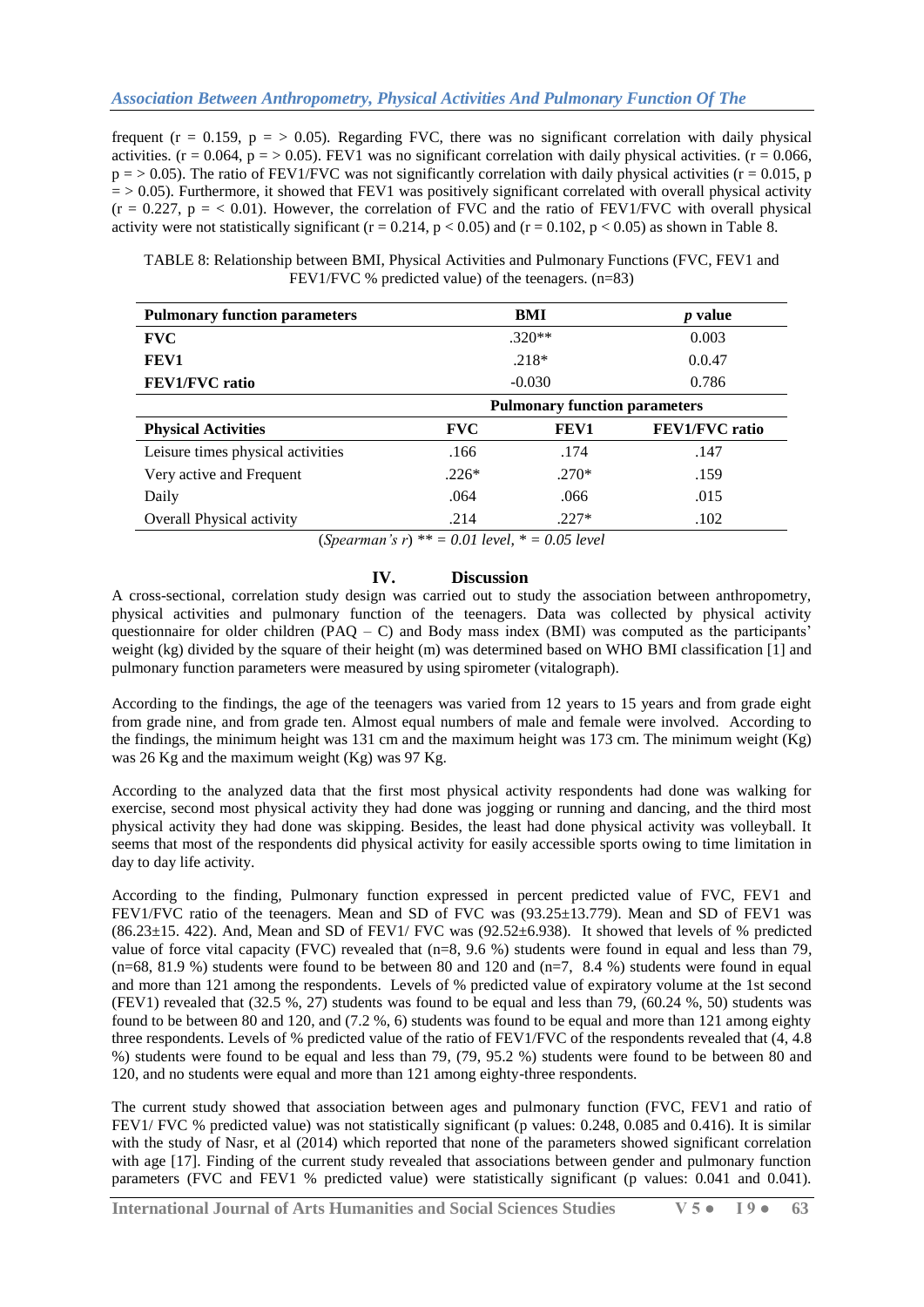frequent ($r = 0.159$, $p = > 0.05$). Regarding FVC, there was no significant correlation with daily physical activities. ($r = 0.064$, $p = > 0.05$). FEV1 was no significant correlation with daily physical activities. ($r = 0.066$, $p = > 0.05$). The ratio of FEV1/FVC was not significantly correlation with daily physical activities ($r = 0.015$, $p = > 0.05$). Furthermore, it showed that FEV1 was positively significant correlated with overall physical activity ($r = 0.227$, $p = < 0.01$). However, the correlation of FVC and the ratio of FEV1/FVC with overall physical activity were not statistically significant ($r = 0.214$, $p < 0.05$) and ($r = 0.102$, $p < 0.05$) as shown in Table 8.

TABLE 8: Relationship between BMI, Physical Activities and Pulmonary Functions (FVC, FEV1 and FEV1/FVC % predicted value) of the teenagers. (n=83)

| **Pulmonary function parameters** | | **BMI** | ***p* value** |
|---|---|---|---|
| **FVC** | | .320** | 0.003 |
| **FEV1** | | .218* | 0.0.47 |
| **FEV1/FVC ratio** | | -0.030 | 0.786 |
| | **Pulmonary function parameters** | | |
| **Physical Activities** | **FVC** | **FEV1** | **FEV1/FVC ratio** |
| Leisure times physical activities | .166 | .174 | .147 |
| Very active and Frequent | .226* | .270* | .159 |
| Daily | .064 | .066 | .015 |
| Overall Physical activity | .214 | .227* | .102 |

(*Spearman's r*) ** = *0.01 level*, * = *0.05 level*

## IV. Discussion

A cross-sectional, correlation study design was carried out to study the association between anthropometry, physical activities and pulmonary function of the teenagers. Data was collected by physical activity questionnaire for older children (PAQ – C) and Body mass index (BMI) was computed as the participants' weight (kg) divided by the square of their height (m) was determined based on WHO BMI classification [1] and pulmonary function parameters were measured by using spirometer (vitalograph).

According to the findings, the age of the teenagers was varied from 12 years to 15 years and from grade eight from grade nine, and from grade ten. Almost equal numbers of male and female were involved. According to the findings, the minimum height was 131 cm and the maximum height was 173 cm. The minimum weight (Kg) was 26 Kg and the maximum weight (Kg) was 97 Kg.

According to the analyzed data that the first most physical activity respondents had done was walking for exercise, second most physical activity they had done was jogging or running and dancing, and the third most physical activity they had done was skipping. Besides, the least had done physical activity was volleyball. It seems that most of the respondents did physical activity for easily accessible sports owing to time limitation in day to day life activity.

According to the finding, Pulmonary function expressed in percent predicted value of FVC, FEV1 and FEV1/FVC ratio of the teenagers. Mean and SD of FVC was (93.25±13.779). Mean and SD of FEV1 was (86.23±15. 422). And, Mean and SD of FEV1/ FVC was (92.52±6.938). It showed that levels of % predicted value of force vital capacity (FVC) revealed that (n=8, 9.6 %) students were found in equal and less than 79, (n=68, 81.9 %) students were found to be between 80 and 120 and (n=7, 8.4 %) students were found in equal and more than 121 among the respondents. Levels of % predicted value of expiratory volume at the 1st second (FEV1) revealed that (32.5 %, 27) students was found to be equal and less than 79, (60.24 %, 50) students was found to be between 80 and 120, and (7.2 %, 6) students was found to be equal and more than 121 among eighty three respondents. Levels of % predicted value of the ratio of FEV1/FVC of the respondents revealed that (4, 4.8 %) students were found to be equal and less than 79, (79, 95.2 %) students were found to be between 80 and 120, and no students were equal and more than 121 among eighty-three respondents.

The current study showed that association between ages and pulmonary function (FVC, FEV1 and ratio of FEV1/ FVC % predicted value) was not statistically significant (p values: 0.248, 0.085 and 0.416). It is similar with the study of Nasr, et al (2014) which reported that none of the parameters showed significant correlation with age [17]. Finding of the current study revealed that associations between gender and pulmonary function parameters (FVC and FEV1 % predicted value) were statistically significant (p values: 0.041 and 0.041).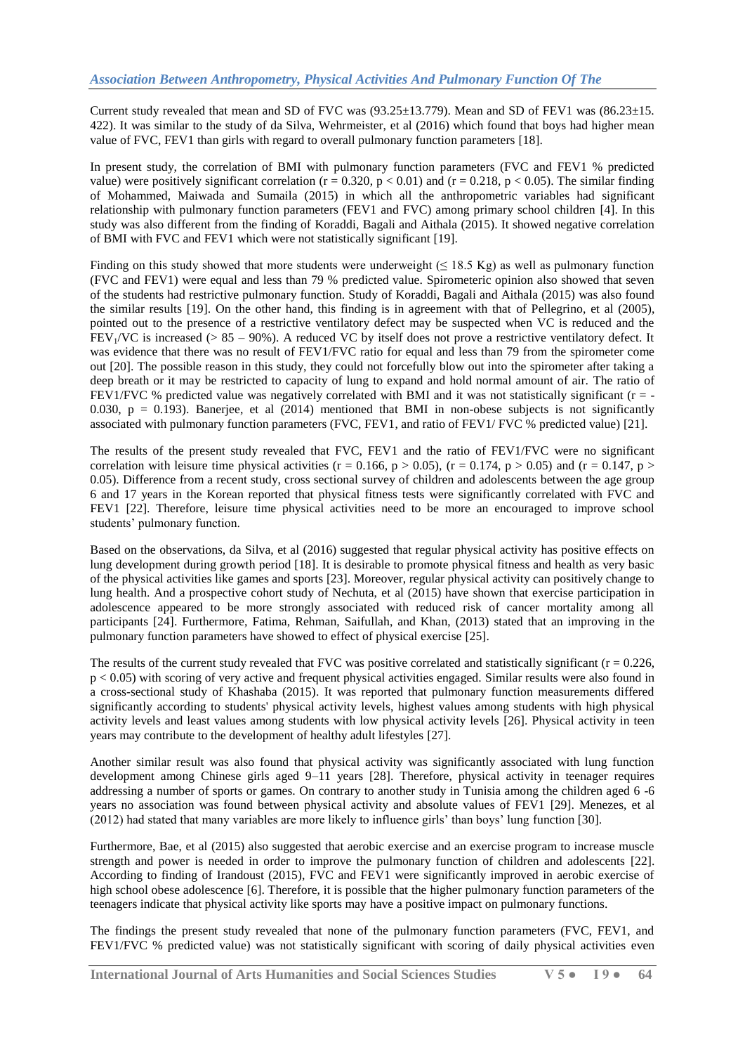Current study revealed that mean and SD of FVC was (93.25±13.779). Mean and SD of FEV1 was (86.23±15. 422). It was similar to the study of da Silva, Wehrmeister, et al (2016) which found that boys had higher mean value of FVC, FEV1 than girls with regard to overall pulmonary function parameters [18].

In present study, the correlation of BMI with pulmonary function parameters (FVC and FEV1 % predicted value) were positively significant correlation ($r = 0.320$, $p < 0.01$) and ($r = 0.218$, $p < 0.05$). The similar finding of Mohammed, Maiwada and Sumaila (2015) in which all the anthropometric variables had significant relationship with pulmonary function parameters (FEV1 and FVC) among primary school children [4]. In this study was also different from the finding of Koraddi, Bagali and Aithala (2015). It showed negative correlation of BMI with FVC and FEV1 which were not statistically significant [19].

Finding on this study showed that more students were underweight (≤ 18.5 Kg) as well as pulmonary function (FVC and FEV1) were equal and less than 79 % predicted value. Spirometeric opinion also showed that seven of the students had restrictive pulmonary function. Study of Koraddi, Bagali and Aithala (2015) was also found the similar results [19]. On the other hand, this finding is in agreement with that of Pellegrino, et al (2005), pointed out to the presence of a restrictive ventilatory defect may be suspected when VC is reduced and the $FEV_1$/VC is increased (> 85 – 90%). A reduced VC by itself does not prove a restrictive ventilatory defect. It was evidence that there was no result of FEV1/FVC ratio for equal and less than 79 from the spirometer come out [20]. The possible reason in this study, they could not forcefully blow out into the spirometer after taking a deep breath or it may be restricted to capacity of lung to expand and hold normal amount of air. The ratio of FEV1/FVC % predicted value was negatively correlated with BMI and it was not statistically significant ($r = -0.030$, $p = 0.193$). Banerjee, et al (2014) mentioned that BMI in non-obese subjects is not significantly associated with pulmonary function parameters (FVC, FEV1, and ratio of FEV1/ FVC % predicted value) [21].

The results of the present study revealed that FVC, FEV1 and the ratio of FEV1/FVC were no significant correlation with leisure time physical activities ($r = 0.166$, $p > 0.05$), ($r = 0.174$, $p > 0.05$) and ($r = 0.147$, $p > 0.05$). Difference from a recent study, cross sectional survey of children and adolescents between the age group 6 and 17 years in the Korean reported that physical fitness tests were significantly correlated with FVC and FEV1 [22]. Therefore, leisure time physical activities need to be more an encouraged to improve school students' pulmonary function.

Based on the observations, da Silva, et al (2016) suggested that regular physical activity has positive effects on lung development during growth period [18]. It is desirable to promote physical fitness and health as very basic of the physical activities like games and sports [23]. Moreover, regular physical activity can positively change to lung health. And a prospective cohort study of Nechuta, et al (2015) have shown that exercise participation in adolescence appeared to be more strongly associated with reduced risk of cancer mortality among all participants [24]. Furthermore, Fatima, Rehman, Saifullah, and Khan, (2013) stated that an improving in the pulmonary function parameters have showed to effect of physical exercise [25].

The results of the current study revealed that FVC was positive correlated and statistically significant ($r = 0.226$, $p < 0.05$) with scoring of very active and frequent physical activities engaged. Similar results were also found in a cross-sectional study of Khashaba (2015). It was reported that pulmonary function measurements differed significantly according to students' physical activity levels, highest values among students with high physical activity levels and least values among students with low physical activity levels [26]. Physical activity in teen years may contribute to the development of healthy adult lifestyles [27].

Another similar result was also found that physical activity was significantly associated with lung function development among Chinese girls aged 9–11 years [28]. Therefore, physical activity in teenager requires addressing a number of sports or games. On contrary to another study in Tunisia among the children aged 6 -6 years no association was found between physical activity and absolute values of FEV1 [29]. Menezes, et al (2012) had stated that many variables are more likely to influence girls' than boys' lung function [30].

Furthermore, Bae, et al (2015) also suggested that aerobic exercise and an exercise program to increase muscle strength and power is needed in order to improve the pulmonary function of children and adolescents [22]. According to finding of Irandoust (2015), FVC and FEV1 were significantly improved in aerobic exercise of high school obese adolescence [6]. Therefore, it is possible that the higher pulmonary function parameters of the teenagers indicate that physical activity like sports may have a positive impact on pulmonary functions.

The findings the present study revealed that none of the pulmonary function parameters (FVC, FEV1, and FEV1/FVC % predicted value) was not statistically significant with scoring of daily physical activities even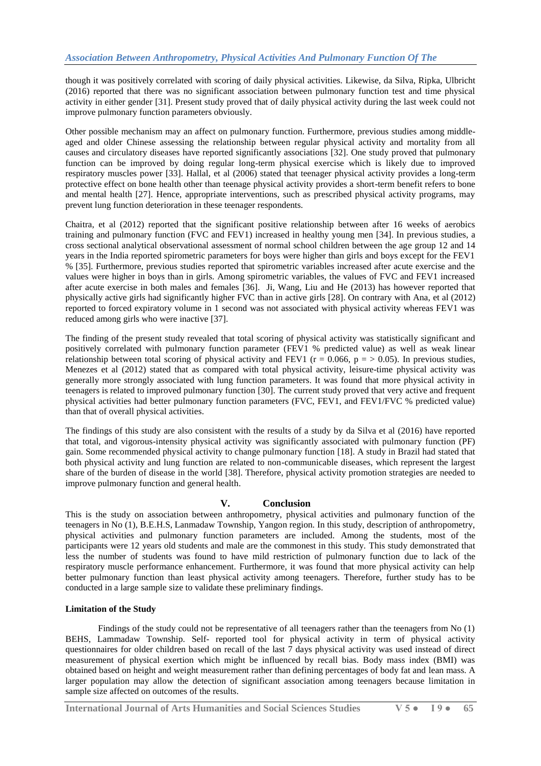though it was positively correlated with scoring of daily physical activities. Likewise, da Silva, Ripka, Ulbricht (2016) reported that there was no significant association between pulmonary function test and time physical activity in either gender [31]. Present study proved that of daily physical activity during the last week could not improve pulmonary function parameters obviously.

Other possible mechanism may an affect on pulmonary function. Furthermore, previous studies among middle-aged and older Chinese assessing the relationship between regular physical activity and mortality from all causes and circulatory diseases have reported significantly associations [32]. One study proved that pulmonary function can be improved by doing regular long-term physical exercise which is likely due to improved respiratory muscles power [33]. Hallal, et al (2006) stated that teenager physical activity provides a long-term protective effect on bone health other than teenage physical activity provides a short-term benefit refers to bone and mental health [27]. Hence, appropriate interventions, such as prescribed physical activity programs, may prevent lung function deterioration in these teenager respondents.

Chaitra, et al (2012) reported that the significant positive relationship between after 16 weeks of aerobics training and pulmonary function (FVC and FEV1) increased in healthy young men [34]. In previous studies, a cross sectional analytical observational assessment of normal school children between the age group 12 and 14 years in the India reported spirometric parameters for boys were higher than girls and boys except for the FEV1 % [35]. Furthermore, previous studies reported that spirometric variables increased after acute exercise and the values were higher in boys than in girls. Among spirometric variables, the values of FVC and FEV1 increased after acute exercise in both males and females [36]. Ji, Wang, Liu and He (2013) has however reported that physically active girls had significantly higher FVC than in active girls [28]. On contrary with Ana, et al (2012) reported to forced expiratory volume in 1 second was not associated with physical activity whereas FEV1 was reduced among girls who were inactive [37].

The finding of the present study revealed that total scoring of physical activity was statistically significant and positively correlated with pulmonary function parameter (FEV1 % predicted value) as well as weak linear relationship between total scoring of physical activity and FEV1 ($r = 0.066$, $p = > 0.05$). In previous studies, Menezes et al (2012) stated that as compared with total physical activity, leisure-time physical activity was generally more strongly associated with lung function parameters. It was found that more physical activity in teenagers is related to improved pulmonary function [30]. The current study proved that very active and frequent physical activities had better pulmonary function parameters (FVC, FEV1, and FEV1/FVC % predicted value) than that of overall physical activities.

The findings of this study are also consistent with the results of a study by da Silva et al (2016) have reported that total, and vigorous-intensity physical activity was significantly associated with pulmonary function (PF) gain. Some recommended physical activity to change pulmonary function [18]. A study in Brazil had stated that both physical activity and lung function are related to non-communicable diseases, which represent the largest share of the burden of disease in the world [38]. Therefore, physical activity promotion strategies are needed to improve pulmonary function and general health.

## V. Conclusion

This is the study on association between anthropometry, physical activities and pulmonary function of the teenagers in No (1), B.E.H.S, Lanmadaw Township, Yangon region. In this study, description of anthropometry, physical activities and pulmonary function parameters are included. Among the students, most of the participants were 12 years old students and male are the commonest in this study. This study demonstrated that less the number of students was found to have mild restriction of pulmonary function due to lack of the respiratory muscle performance enhancement. Furthermore, it was found that more physical activity can help better pulmonary function than least physical activity among teenagers. Therefore, further study has to be conducted in a large sample size to validate these preliminary findings.

**Limitation of the Study**

Findings of the study could not be representative of all teenagers rather than the teenagers from No (1) BEHS, Lammadaw Township. Self- reported tool for physical activity in term of physical activity questionnaires for older children based on recall of the last 7 days physical activity was used instead of direct measurement of physical exertion which might be influenced by recall bias. Body mass index (BMI) was obtained based on height and weight measurement rather than defining percentages of body fat and lean mass. A larger population may allow the detection of significant association among teenagers because limitation in sample size affected on outcomes of the results.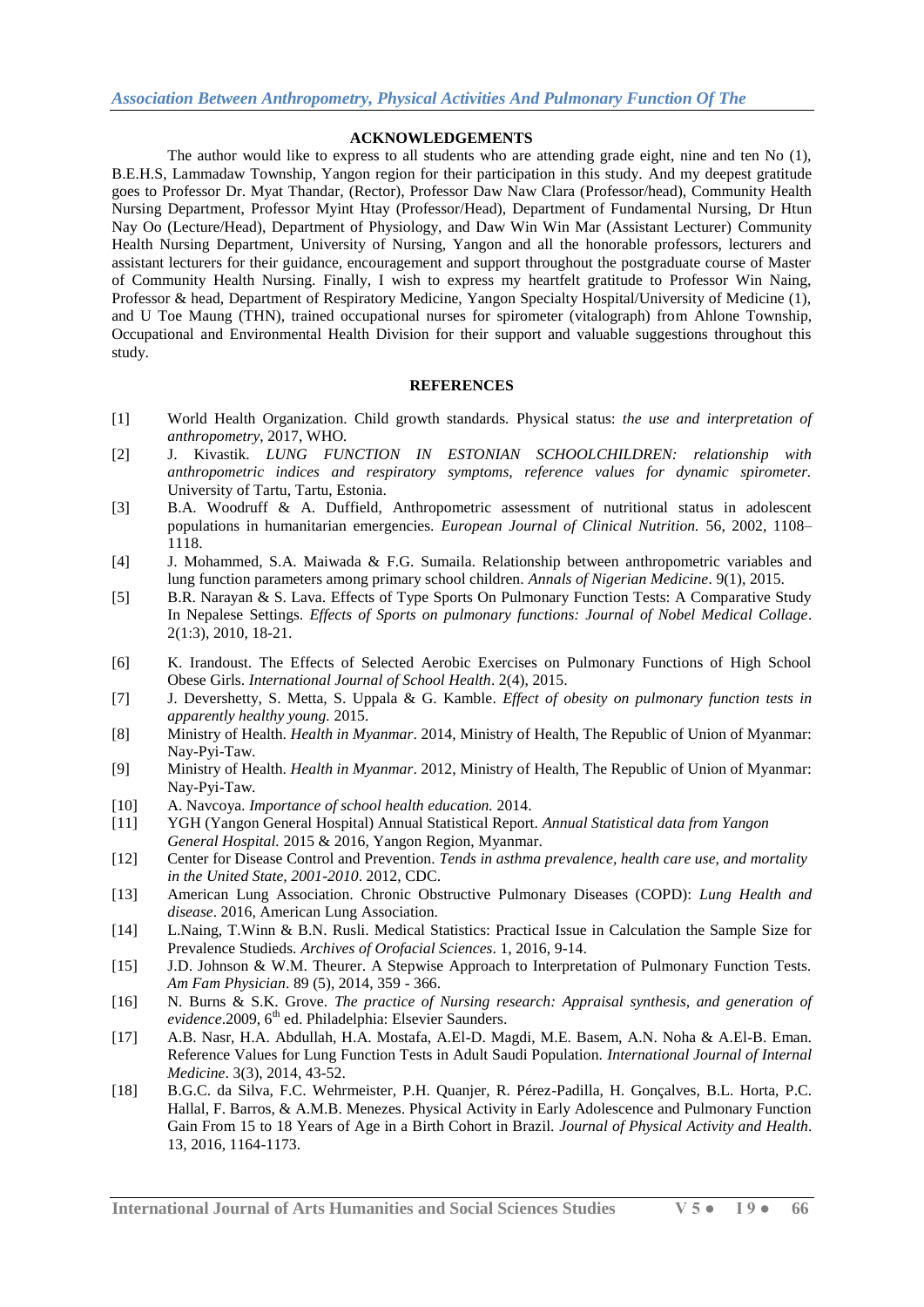## ACKNOWLEDGEMENTS

The author would like to express to all students who are attending grade eight, nine and ten No (1), B.E.H.S, Lammadaw Township, Yangon region for their participation in this study. And my deepest gratitude goes to Professor Dr. Myat Thandar, (Rector), Professor Daw Naw Clara (Professor/head), Community Health Nursing Department, Professor Myint Htay (Professor/Head), Department of Fundamental Nursing, Dr Htun Nay Oo (Lecture/Head), Department of Physiology, and Daw Win Win Mar (Assistant Lecturer) Community Health Nursing Department, University of Nursing, Yangon and all the honorable professors, lecturers and assistant lecturers for their guidance, encouragement and support throughout the postgraduate course of Master of Community Health Nursing. Finally, I wish to express my heartfelt gratitude to Professor Win Naing, Professor & head, Department of Respiratory Medicine, Yangon Specialty Hospital/University of Medicine (1), and U Toe Maung (THN), trained occupational nurses for spirometer (vitalograph) from Ahlone Township, Occupational and Environmental Health Division for their support and valuable suggestions throughout this study.

## REFERENCES

[1] World Health Organization. Child growth standards. Physical status: *the use and interpretation of anthropometry*, 2017, WHO.

[2] J. Kivastik. *LUNG FUNCTION IN ESTONIAN SCHOOLCHILDREN: relationship with anthropometric indices and respiratory symptoms, reference values for dynamic spirometer.* University of Tartu, Tartu, Estonia.

[3] B.A. Woodruff & A. Duffield, Anthropometric assessment of nutritional status in adolescent populations in humanitarian emergencies. *European Journal of Clinical Nutrition.* 56, 2002, 1108–1118.

[4] J. Mohammed, S.A. Maiwada & F.G. Sumaila. Relationship between anthropometric variables and lung function parameters among primary school children. *Annals of Nigerian Medicine*. 9(1), 2015.

[5] B.R. Narayan & S. Lava. Effects of Type Sports On Pulmonary Function Tests: A Comparative Study In Nepalese Settings. *Effects of Sports on pulmonary functions: Journal of Nobel Medical Collage*. 2(1:3), 2010, 18-21.

[6] K. Irandoust. The Effects of Selected Aerobic Exercises on Pulmonary Functions of High School Obese Girls. *International Journal of School Health*. 2(4), 2015.

[7] J. Devershetty, S. Metta, S. Uppala & G. Kamble. *Effect of obesity on pulmonary function tests in apparently healthy young.* 2015.

[8] Ministry of Health. *Health in Myanmar*. 2014, Ministry of Health, The Republic of Union of Myanmar: Nay-Pyi-Taw.

[9] Ministry of Health. *Health in Myanmar*. 2012, Ministry of Health, The Republic of Union of Myanmar: Nay-Pyi-Taw.

[10] A. Navcoya. *Importance of school health education.* 2014.

[11] YGH (Yangon General Hospital) Annual Statistical Report. *Annual Statistical data from Yangon General Hospital.* 2015 & 2016, Yangon Region, Myanmar.

[12] Center for Disease Control and Prevention. *Tends in asthma prevalence, health care use, and mortality in the United State, 2001-2010*. 2012, CDC.

[13] American Lung Association. Chronic Obstructive Pulmonary Diseases (COPD): *Lung Health and disease*. 2016, American Lung Association.

[14] L.Naing, T.Winn & B.N. Rusli. Medical Statistics: Practical Issue in Calculation the Sample Size for Prevalence Studieds. *Archives of Orofacial Sciences*. 1, 2016, 9-14.

[15] J.D. Johnson & W.M. Theurer. A Stepwise Approach to Interpretation of Pulmonary Function Tests. *Am Fam Physician*. 89 (5), 2014, 359 - 366.

[16] N. Burns & S.K. Grove. *The practice of Nursing research: Appraisal synthesis, and generation of evidence*.2009, 6th ed. Philadelphia: Elsevier Saunders.

[17] A.B. Nasr, H.A. Abdullah, H.A. Mostafa, A.El-D. Magdi, M.E. Basem, A.N. Noha & A.El-B. Eman. Reference Values for Lung Function Tests in Adult Saudi Population. *International Journal of Internal Medicine*. 3(3), 2014, 43-52.

[18] B.G.C. da Silva, F.C. Wehrmeister, P.H. Quanjer, R. Pérez-Padilla, H. Gonçalves, B.L. Horta, P.C. Hallal, F. Barros, & A.M.B. Menezes. Physical Activity in Early Adolescence and Pulmonary Function Gain From 15 to 18 Years of Age in a Birth Cohort in Brazil. *Journal of Physical Activity and Health*. 13, 2016, 1164-1173.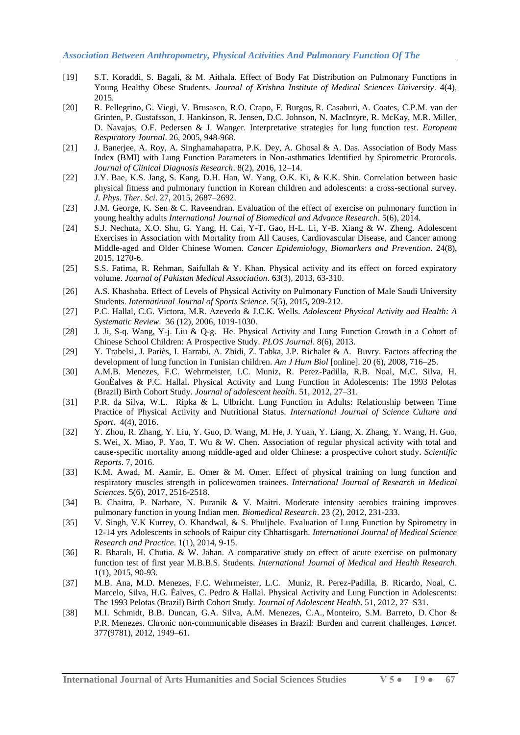[19] S.T. Koraddi, S. Bagali, & M. Aithala. Effect of Body Fat Distribution on Pulmonary Functions in Young Healthy Obese Students. *Journal of Krishna Institute of Medical Sciences University*. 4(4), 2015.

[20] R. Pellegrino, G. Viegi, V. Brusasco, R.O. Crapo, F. Burgos, R. Casaburi, A. Coates, C.P.M. van der Grinten, P. Gustafsson, J. Hankinson, R. Jensen, D.C. Johnson, N. MacIntyre, R. McKay, M.R. Miller, D. Navajas, O.F. Pedersen & J. Wanger. Interpretative strategies for lung function test. *European Respiratory Journal*. 26, 2005, 948-968.

[21] J. Banerjee, A. Roy, A. Singhamahapatra, P.K. Dey, A. Ghosal & A. Das. Association of Body Mass Index (BMI) with Lung Function Parameters in Non-asthmatics Identified by Spirometric Protocols. *Journal of Clinical Diagnosis Research*. 8(2), 2016, 12–14.

[22] J.Y. Bae, K.S. Jang, S. Kang, D.H. Han, W. Yang, O.K. Ki, & K.K. Shin. Correlation between basic physical fitness and pulmonary function in Korean children and adolescents: a cross-sectional survey. *J. Phys. Ther. Sci*. 27, 2015, 2687–2692.

[23] J.M. George, K. Sen & C. Raveendran. Evaluation of the effect of exercise on pulmonary function in young healthy adults *International Journal of Biomedical and Advance Research*. 5(6), 2014.

[24] S.J. Nechuta, X.O. Shu, G. Yang, H. Cai, Y-T. Gao, H-L. Li, Y-B. Xiang & W. Zheng. Adolescent Exercises in Association with Mortality from All Causes, Cardiovascular Disease, and Cancer among Middle-aged and Older Chinese Women. *Cancer Epidemiology, Biomarkers and Prevention*. 24(8), 2015, 1270-6.

[25] S.S. Fatima, R. Rehman, Saifullah & Y. Khan. Physical activity and its effect on forced expiratory volume. *Journal of Pakistan Medical Association*. 63(3), 2013, 63-310.

[26] A.S. Khashaba. Effect of Levels of Physical Activity on Pulmonary Function of Male Saudi University Students. *International Journal of Sports Science*. 5(5), 2015, 209-212.

[27] P.C. Hallal, C.G. Victora, M.R. Azevedo & J.C.K. Wells. *Adolescent Physical Activity and Health: A Systematic Review*. 36 (12), 2006, 1019-1030.

[28] J. Ji, S-q. Wang, Y-j. Liu & Q-g. He. Physical Activity and Lung Function Growth in a Cohort of Chinese School Children: A Prospective Study. *PLOS Journal*. 8(6), 2013.

[29] Y. Trabelsi, J. Pariès, I. Harrabi, A. Zbidi, Z. Tabka, J.P. Richalet & A. Buvry. Factors affecting the development of lung function in Tunisian children. *Am J Hum Biol* [online]. 20 (6), 2008, 716–25.

[30] A.M.B. Menezes, F.C. Wehrmeister, I.C. Muniz, R. Perez-Padilla, R.B. Noal, M.C. Silva, H. GonÈalves & P.C. Hallal. Physical Activity and Lung Function in Adolescents: The 1993 Pelotas (Brazil) Birth Cohort Study. *Journal of adolescent health*. 51, 2012, 27–31.

[31] P.R. da Silva, W.L. Ripka & L. Ulbricht. Lung Function in Adults: Relationship between Time Practice of Physical Activity and Nutritional Status. *International Journal of Science Culture and Sport*. 4(4), 2016.

[32] Y. Zhou, R. Zhang, Y. Liu, Y. Guo, D. Wang, M. He, J. Yuan, Y. Liang, X. Zhang, Y. Wang, H. Guo, S. Wei, X. Miao, P. Yao, T. Wu & W. Chen. Association of regular physical activity with total and cause-specific mortality among middle-aged and older Chinese: a prospective cohort study. *Scientific Reports*. 7, 2016.

[33] K.M. Awad, M. Aamir, E. Omer & M. Omer. Effect of physical training on lung function and respiratory muscles strength in policewomen trainees. *International Journal of Research in Medical Sciences*. 5(6), 2017, 2516-2518.

[34] B. Chaitra, P. Narhare, N. Puranik & V. Maitri. Moderate intensity aerobics training improves pulmonary function in young Indian men. *Biomedical Research*. 23 (2), 2012, 231-233.

[35] V. Singh, V.K Kurrey, O. Khandwal, & S. Phuljhele. Evaluation of Lung Function by Spirometry in 12-14 yrs Adolescents in schools of Raipur city Chhattisgarh. *International Journal of Medical Science Research and Practice*. 1(1), 2014, 9-15.

[36] R. Bharali, H. Chutia. & W. Jahan. A comparative study on effect of acute exercise on pulmonary function test of first year M.B.B.S. Students. *International Journal of Medical and Health Research*. 1(1), 2015, 90-93.

[37] M.B. Ana, M.D. Menezes, F.C. Wehrmeister, L.C. Muniz, R. Perez-Padilla, B. Ricardo, Noal, C. Marcelo, Silva, H.G. Èalves, C. Pedro & Hallal. Physical Activity and Lung Function in Adolescents: The 1993 Pelotas (Brazil) Birth Cohort Study. *Journal of Adolescent Health*. 51, 2012, 27–S31.

[38] M.I. Schmidt, B.B. Duncan, G.A. Silva, A.M. Menezes, C.A., Monteiro, S.M. Barreto, D. Chor & P.R. Menezes. Chronic non-communicable diseases in Brazil: Burden and current challenges. *Lancet*. 377**(**9781), 2012, 1949–61.